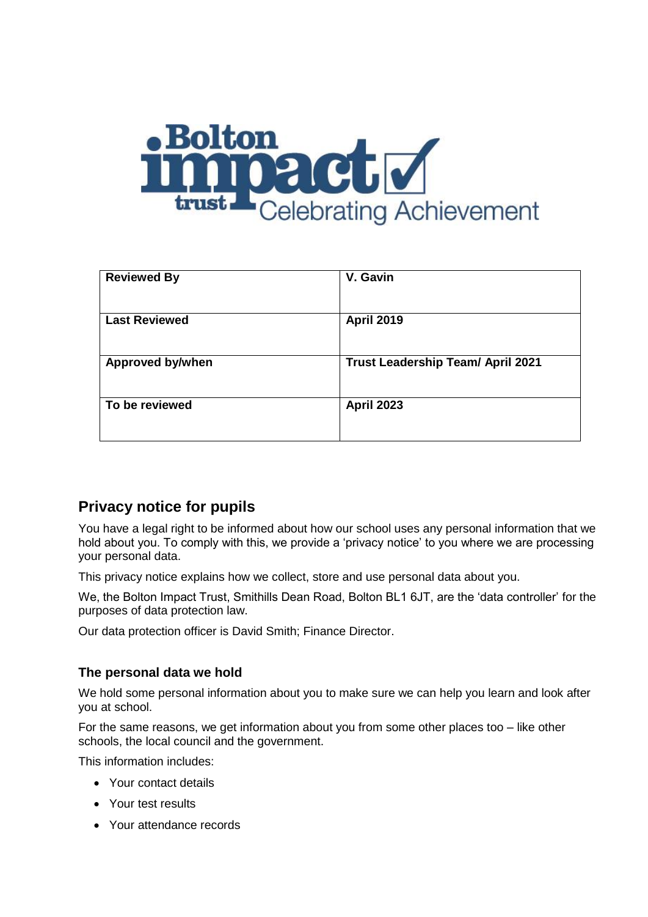| Reviewed By | V. Gavin |
| --- | --- |
| Last Reviewed | April 2019 |
| Approved by/when | Trust Leadership Team/ April 2021 |
| To be reviewed | April 2023 |

## Privacy notice for pupils

You have a legal right to be informed about how our school uses any personal information that we hold about you. To comply with this, we provide a 'privacy notice' to you where we are processing your personal data.

This privacy notice explains how we collect, store and use personal data about you.

We, the Bolton Impact Trust, Smithills Dean Road, Bolton BL1 6JT, are the 'data controller' for the purposes of data protection law.

Our data protection officer is David Smith; Finance Director.

### The personal data we hold

We hold some personal information about you to make sure we can help you learn and look after you at school.

For the same reasons, we get information about you from some other places too – like other schools, the local council and the government.

This information includes:

- Your contact details
- Your test results
- Your attendance records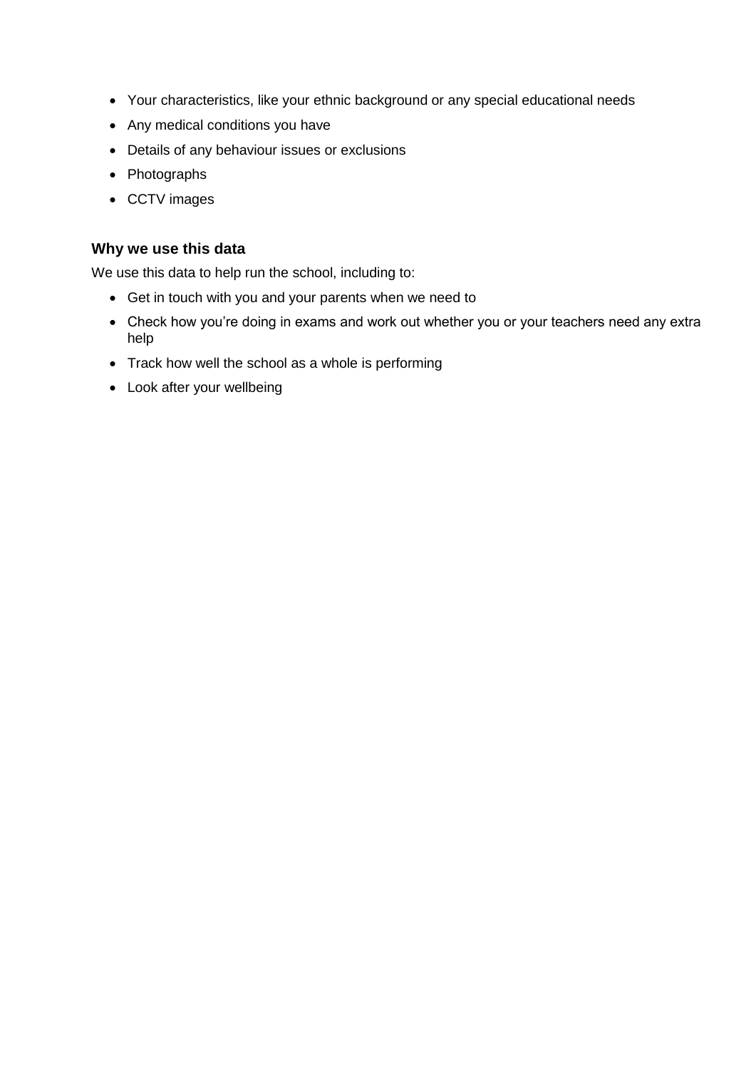- Your characteristics, like your ethnic background or any special educational needs
- Any medical conditions you have
- Details of any behaviour issues or exclusions
- Photographs
- CCTV images

### Why we use this data

We use this data to help run the school, including to:

- Get in touch with you and your parents when we need to
- Check how you're doing in exams and work out whether you or your teachers need any extra help
- Track how well the school as a whole is performing
- Look after your wellbeing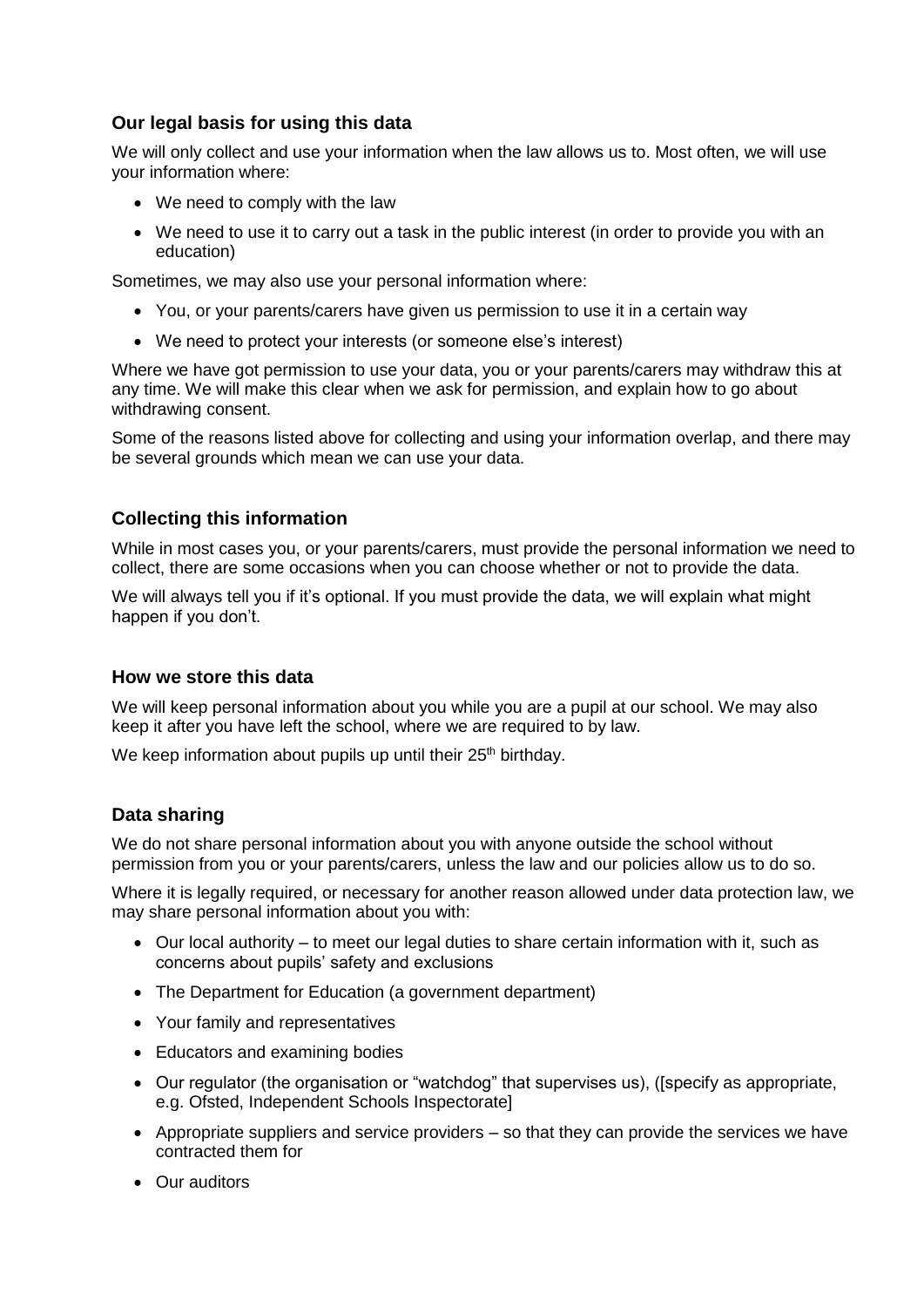### Our legal basis for using this data

We will only collect and use your information when the law allows us to. Most often, we will use your information where:

- We need to comply with the law
- We need to use it to carry out a task in the public interest (in order to provide you with an education)

Sometimes, we may also use your personal information where:

- You, or your parents/carers have given us permission to use it in a certain way
- We need to protect your interests (or someone else's interest)

Where we have got permission to use your data, you or your parents/carers may withdraw this at any time. We will make this clear when we ask for permission, and explain how to go about withdrawing consent.

Some of the reasons listed above for collecting and using your information overlap, and there may be several grounds which mean we can use your data.

### Collecting this information

While in most cases you, or your parents/carers, must provide the personal information we need to collect, there are some occasions when you can choose whether or not to provide the data.

We will always tell you if it's optional. If you must provide the data, we will explain what might happen if you don't.

### How we store this data

We will keep personal information about you while you are a pupil at our school. We may also keep it after you have left the school, where we are required to by law.

We keep information about pupils up until their 25th birthday.

### Data sharing

We do not share personal information about you with anyone outside the school without permission from you or your parents/carers, unless the law and our policies allow us to do so.

Where it is legally required, or necessary for another reason allowed under data protection law, we may share personal information about you with:

- Our local authority – to meet our legal duties to share certain information with it, such as concerns about pupils' safety and exclusions
- The Department for Education (a government department)
- Your family and representatives
- Educators and examining bodies
- Our regulator (the organisation or "watchdog" that supervises us), ([specify as appropriate, e.g. Ofsted, Independent Schools Inspectorate]
- Appropriate suppliers and service providers – so that they can provide the services we have contracted them for
- Our auditors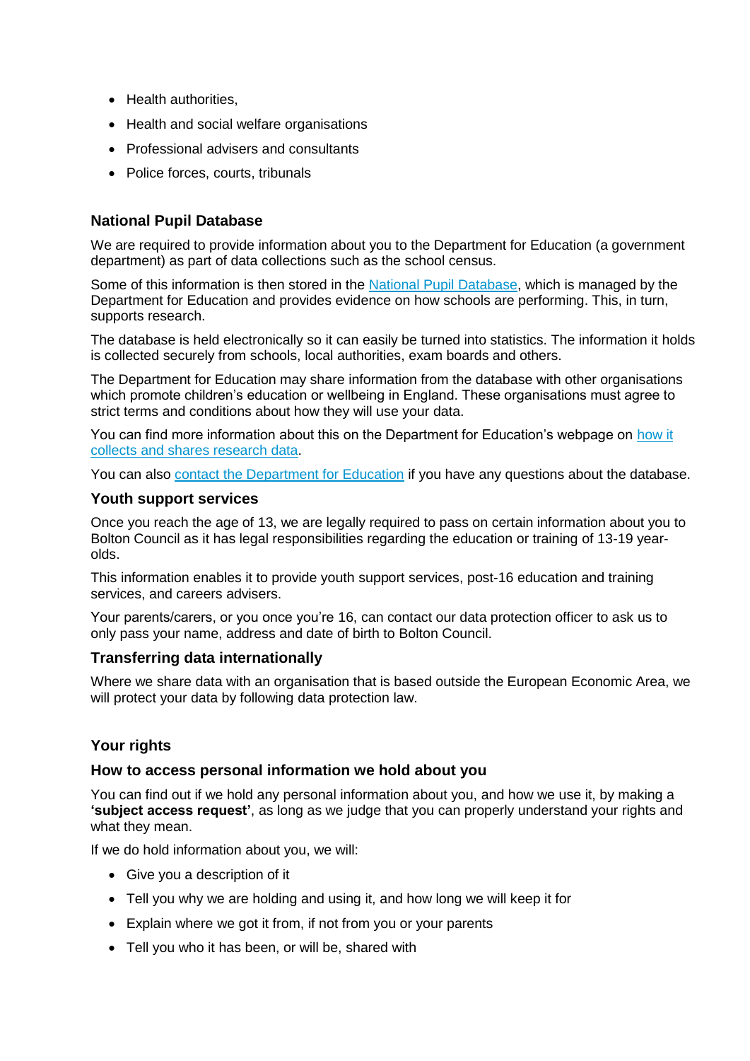- Health authorities,
- Health and social welfare organisations
- Professional advisers and consultants
- Police forces, courts, tribunals

### National Pupil Database

We are required to provide information about you to the Department for Education (a government department) as part of data collections such as the school census.

Some of this information is then stored in the National Pupil Database, which is managed by the Department for Education and provides evidence on how schools are performing. This, in turn, supports research.

The database is held electronically so it can easily be turned into statistics. The information it holds is collected securely from schools, local authorities, exam boards and others.

The Department for Education may share information from the database with other organisations which promote children's education or wellbeing in England. These organisations must agree to strict terms and conditions about how they will use your data.

You can find more information about this on the Department for Education's webpage on how it collects and shares research data.

You can also contact the Department for Education if you have any questions about the database.

### Youth support services

Once you reach the age of 13, we are legally required to pass on certain information about you to Bolton Council as it has legal responsibilities regarding the education or training of 13-19 year-olds.

This information enables it to provide youth support services, post-16 education and training services, and careers advisers.

Your parents/carers, or you once you're 16, can contact our data protection officer to ask us to only pass your name, address and date of birth to Bolton Council.

### Transferring data internationally

Where we share data with an organisation that is based outside the European Economic Area, we will protect your data by following data protection law.

## Your rights

### How to access personal information we hold about you

You can find out if we hold any personal information about you, and how we use it, by making a **'subject access request'**, as long as we judge that you can properly understand your rights and what they mean.

If we do hold information about you, we will:

- Give you a description of it
- Tell you why we are holding and using it, and how long we will keep it for
- Explain where we got it from, if not from you or your parents
- Tell you who it has been, or will be, shared with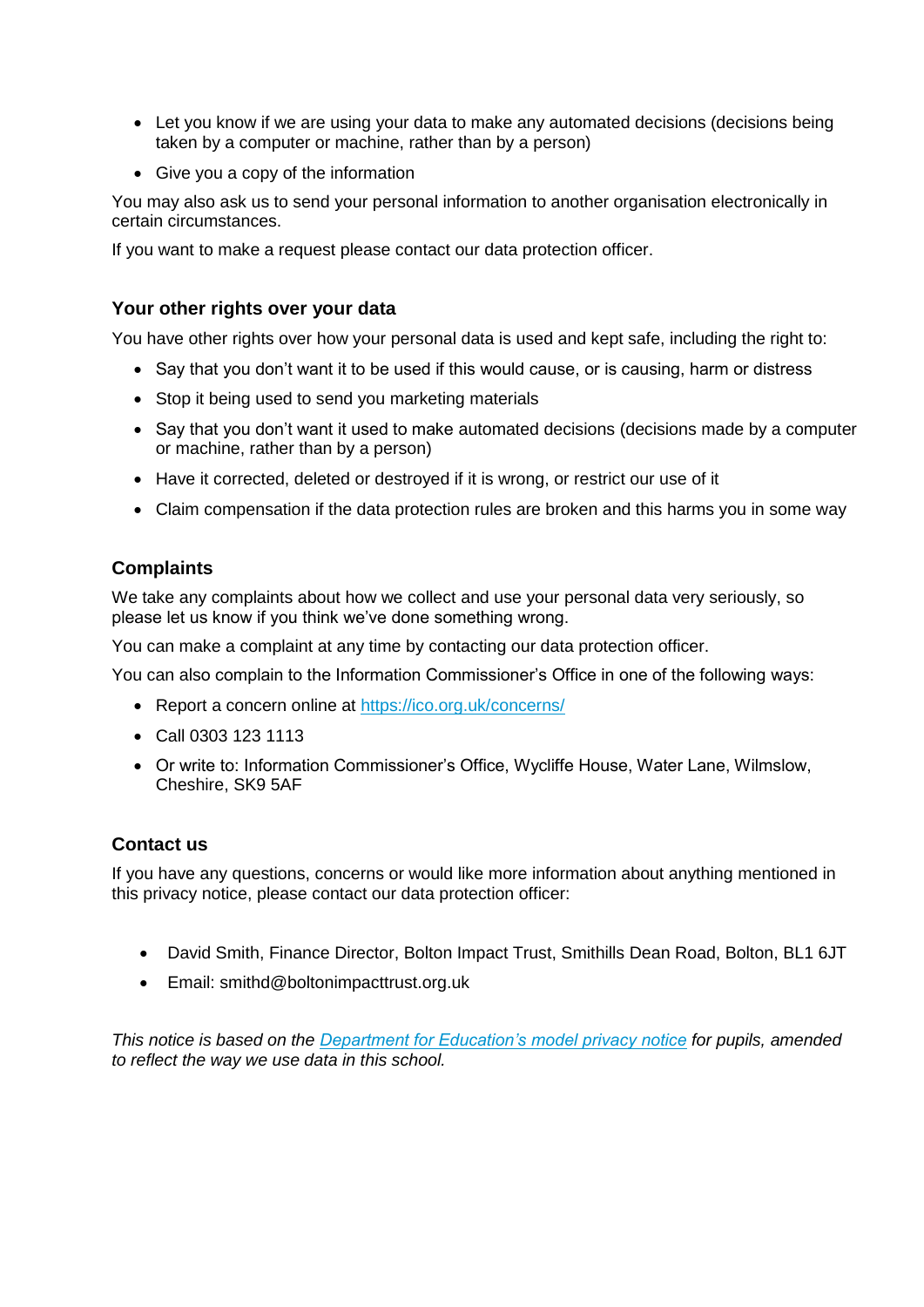- Let you know if we are using your data to make any automated decisions (decisions being taken by a computer or machine, rather than by a person)
- Give you a copy of the information

You may also ask us to send your personal information to another organisation electronically in certain circumstances.

If you want to make a request please contact our data protection officer.

### Your other rights over your data

You have other rights over how your personal data is used and kept safe, including the right to:

- Say that you don't want it to be used if this would cause, or is causing, harm or distress
- Stop it being used to send you marketing materials
- Say that you don't want it used to make automated decisions (decisions made by a computer or machine, rather than by a person)
- Have it corrected, deleted or destroyed if it is wrong, or restrict our use of it
- Claim compensation if the data protection rules are broken and this harms you in some way

### Complaints

We take any complaints about how we collect and use your personal data very seriously, so please let us know if you think we've done something wrong.

You can make a complaint at any time by contacting our data protection officer.

You can also complain to the Information Commissioner's Office in one of the following ways:

- Report a concern online at [https://ico.org.uk/concerns/](https://ico.org.uk/concerns/)
- Call 0303 123 1113
- Or write to: Information Commissioner's Office, Wycliffe House, Water Lane, Wilmslow, Cheshire, SK9 5AF

### Contact us

If you have any questions, concerns or would like more information about anything mentioned in this privacy notice, please contact our data protection officer:

- David Smith, Finance Director, Bolton Impact Trust, Smithills Dean Road, Bolton, BL1 6JT
- Email: smithd@boltonimpacttrust.org.uk

*This notice is based on the [Department for Education's model privacy notice](#) for pupils, amended to reflect the way we use data in this school.*